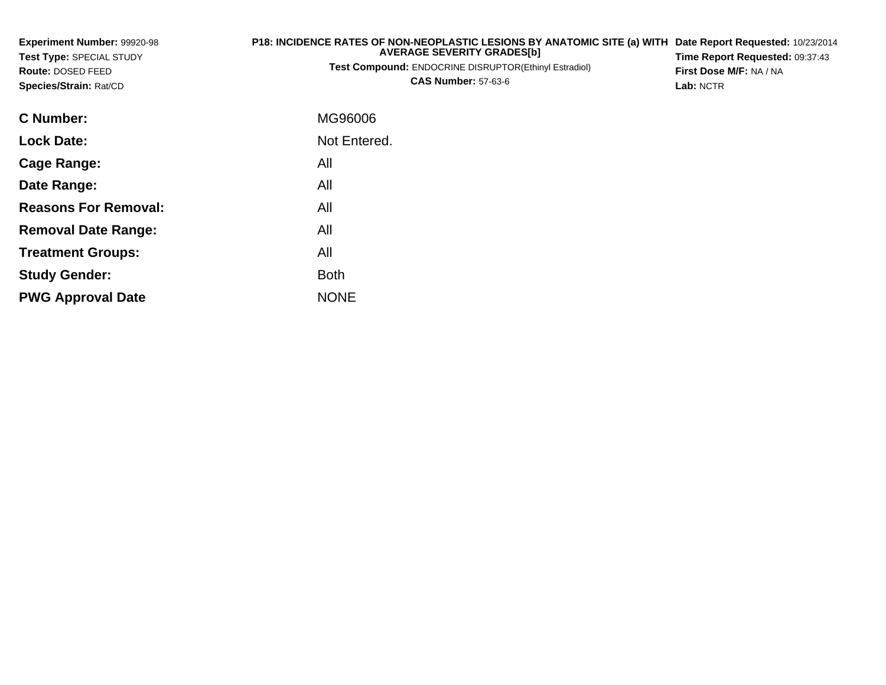**Experiment Number:** 99920-98
**Test Type:** SPECIAL STUDY
**Route:** DOSED FEED
**Species/Strain:** Rat/CD

**P18: INCIDENCE RATES OF NON-NEOPLASTIC LESIONS BY ANATOMIC SITE (a) WITH AVERAGE SEVERITY GRADES[b]**
**Test Compound:** ENDOCRINE DISRUPTOR(Ethinyl Estradiol)
**CAS Number:** 57-63-6

**Date Report Requested:** 10/23/2014
**Time Report Requested:** 09:37:43
**First Dose M/F:** NA / NA
**Lab:** NCTR

| | |
|---|---|
| **C Number:** | MG96006 |
| **Lock Date:** | Not Entered. |
| **Cage Range:** | All |
| **Date Range:** | All |
| **Reasons For Removal:** | All |
| **Removal Date Range:** | All |
| **Treatment Groups:** | All |
| **Study Gender:** | Both |
| **PWG Approval Date** | NONE |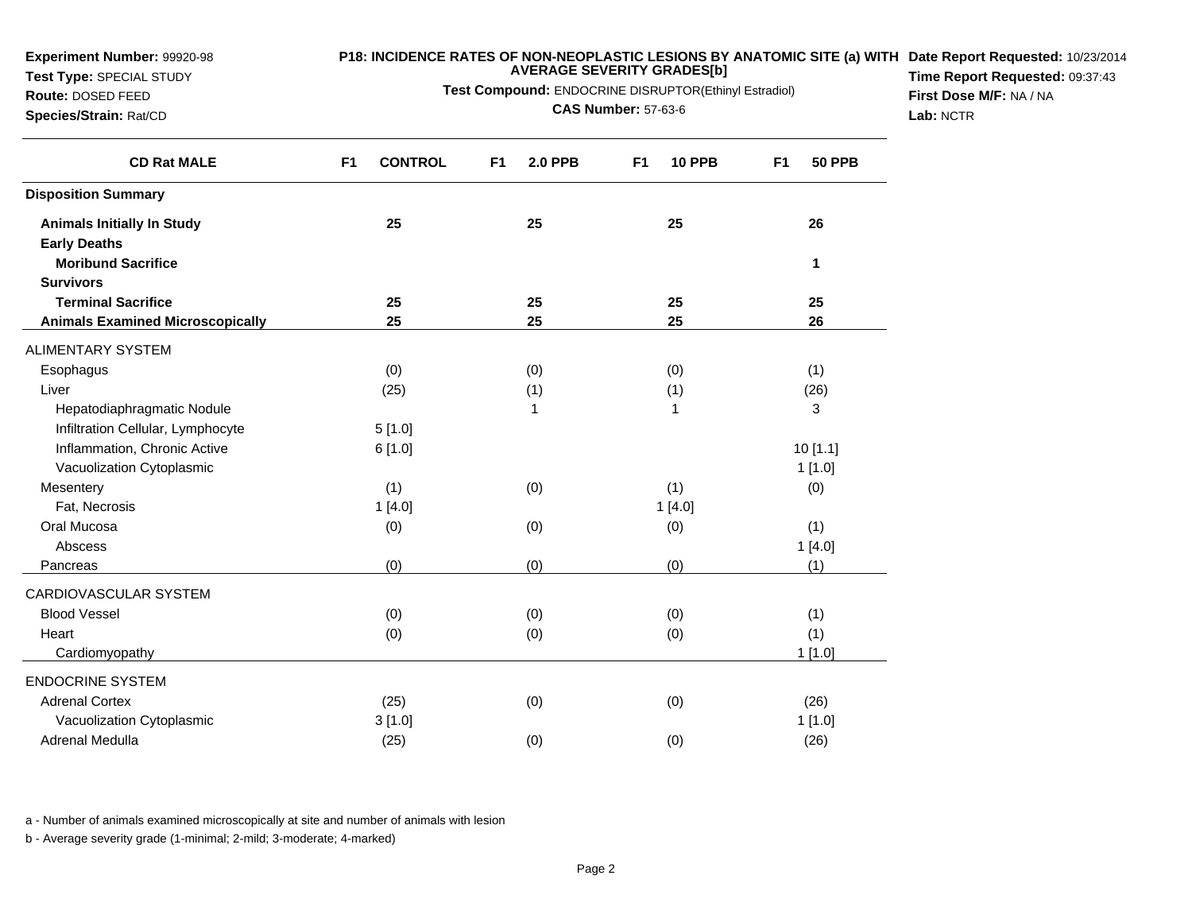**Experiment Number:** 99920-98
**Test Type:** SPECIAL STUDY
**Route:** DOSED FEED
**Species/Strain:** Rat/CD

**P18: INCIDENCE RATES OF NON-NEOPLASTIC LESIONS BY ANATOMIC SITE (a) WITH AVERAGE SEVERITY GRADES[b]**

**Test Compound:** ENDOCRINE DISRUPTOR(Ethinyl Estradiol)

**CAS Number:** 57-63-6

**Date Report Requested:** 10/23/2014
**Time Report Requested:** 09:37:43
**First Dose M/F:** NA / NA
**Lab:** NCTR

| CD Rat MALE | F1 CONTROL | F1 2.0 PPB | F1 10 PPB | F1 50 PPB |
|---|---|---|---|---|
| **Disposition Summary** | | | | |
| **Animals Initially In Study** | **25** | **25** | **25** | **26** |
| **Early Deaths** | | | | |
| **Moribund Sacrifice** | | | | **1** |
| **Survivors** | | | | |
| **Terminal Sacrifice** | **25** | **25** | **25** | **25** |
| **Animals Examined Microscopically** | **25** | **25** | **25** | **26** |
| ALIMENTARY SYSTEM | | | | |
| Esophagus | (0) | (0) | (0) | (1) |
| Liver | (25) | (1) | (1) | (26) |
| Hepatodiaphragmatic Nodule | | 1 | 1 | 3 |
| Infiltration Cellular, Lymphocyte | 5 [1.0] | | | |
| Inflammation, Chronic Active | 6 [1.0] | | | 10 [1.1] |
| Vacuolization Cytoplasmic | | | | 1 [1.0] |
| Mesentery | (1) | (0) | (1) | (0) |
| Fat, Necrosis | 1 [4.0] | | 1 [4.0] | |
| Oral Mucosa | (0) | (0) | (0) | (1) |
| Abscess | | | | 1 [4.0] |
| Pancreas | (0) | (0) | (0) | (1) |
| CARDIOVASCULAR SYSTEM | | | | |
| Blood Vessel | (0) | (0) | (0) | (1) |
| Heart | (0) | (0) | (0) | (1) |
| Cardiomyopathy | | | | 1 [1.0] |
| ENDOCRINE SYSTEM | | | | |
| Adrenal Cortex | (25) | (0) | (0) | (26) |
| Vacuolization Cytoplasmic | 3 [1.0] | | | 1 [1.0] |
| Adrenal Medulla | (25) | (0) | (0) | (26) |

a - Number of animals examined microscopically at site and number of animals with lesion

b - Average severity grade (1-minimal; 2-mild; 3-moderate; 4-marked)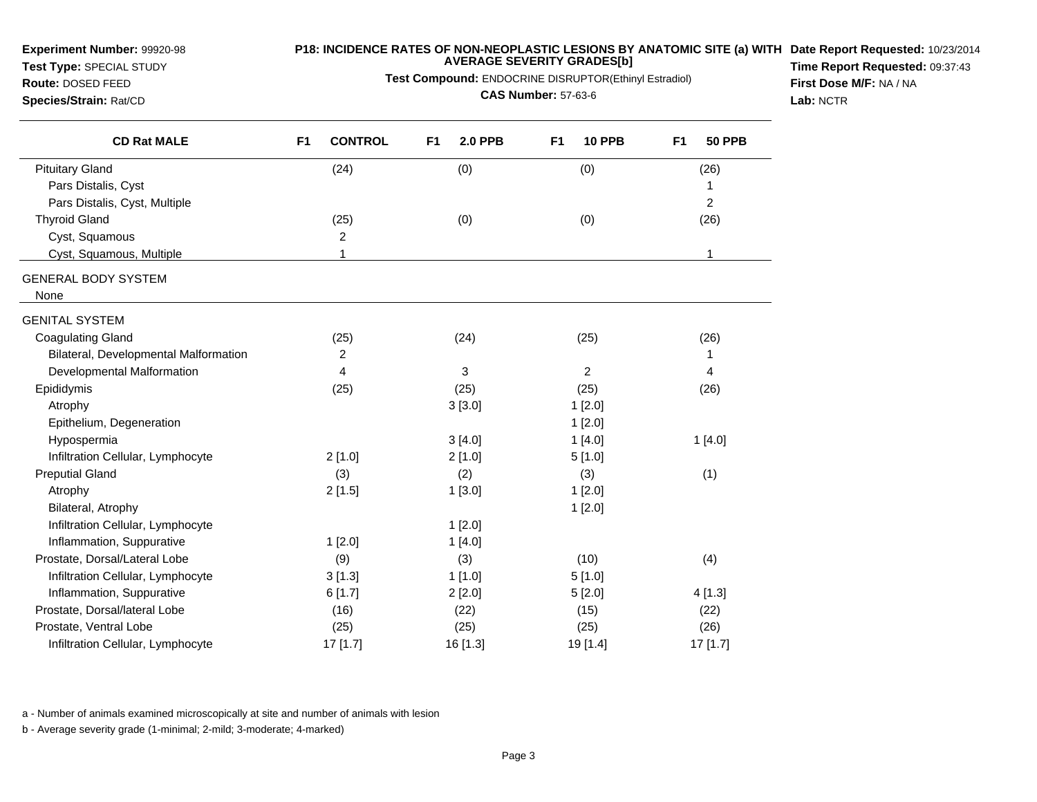**Experiment Number:** 99920-98
**Test Type:** SPECIAL STUDY
**Route:** DOSED FEED
**Species/Strain:** Rat/CD

**P18: INCIDENCE RATES OF NON-NEOPLASTIC LESIONS BY ANATOMIC SITE (a) WITH AVERAGE SEVERITY GRADES[b]**
**Test Compound:** ENDOCRINE DISRUPTOR(Ethinyl Estradiol)
**CAS Number:** 57-63-6

**Date Report Requested:** 10/23/2014
**Time Report Requested:** 09:37:43
**First Dose M/F:** NA / NA
**Lab:** NCTR

| CD Rat MALE | F1 CONTROL | F1 2.0 PPB | F1 10 PPB | F1 50 PPB |
|---|---|---|---|---|
| Pituitary Gland | (24) | (0) | (0) | (26) |
| Pars Distalis, Cyst | | | | 1 |
| Pars Distalis, Cyst, Multiple | | | | 2 |
| Thyroid Gland | (25) | (0) | (0) | (26) |
| Cyst, Squamous | 2 | | | |
| Cyst, Squamous, Multiple | 1 | | | 1 |
| GENERAL BODY SYSTEM | | | | |
| None | | | | |
| GENITAL SYSTEM | | | | |
| Coagulating Gland | (25) | (24) | (25) | (26) |
| Bilateral, Developmental Malformation | 2 | | | 1 |
| Developmental Malformation | 4 | 3 | 2 | 4 |
| Epididymis | (25) | (25) | (25) | (26) |
| Atrophy | | 3 [3.0] | 1 [2.0] | |
| Epithelium, Degeneration | | | 1 [2.0] | |
| Hypospermia | | 3 [4.0] | 1 [4.0] | 1 [4.0] |
| Infiltration Cellular, Lymphocyte | 2 [1.0] | 2 [1.0] | 5 [1.0] | |
| Preputial Gland | (3) | (2) | (3) | (1) |
| Atrophy | 2 [1.5] | 1 [3.0] | 1 [2.0] | |
| Bilateral, Atrophy | | | 1 [2.0] | |
| Infiltration Cellular, Lymphocyte | | 1 [2.0] | | |
| Inflammation, Suppurative | 1 [2.0] | 1 [4.0] | | |
| Prostate, Dorsal/Lateral Lobe | (9) | (3) | (10) | (4) |
| Infiltration Cellular, Lymphocyte | 3 [1.3] | 1 [1.0] | 5 [1.0] | |
| Inflammation, Suppurative | 6 [1.7] | 2 [2.0] | 5 [2.0] | 4 [1.3] |
| Prostate, Dorsal/lateral Lobe | (16) | (22) | (15) | (22) |
| Prostate, Ventral Lobe | (25) | (25) | (25) | (26) |
| Infiltration Cellular, Lymphocyte | 17 [1.7] | 16 [1.3] | 19 [1.4] | 17 [1.7] |

a - Number of animals examined microscopically at site and number of animals with lesion

b - Average severity grade (1-minimal; 2-mild; 3-moderate; 4-marked)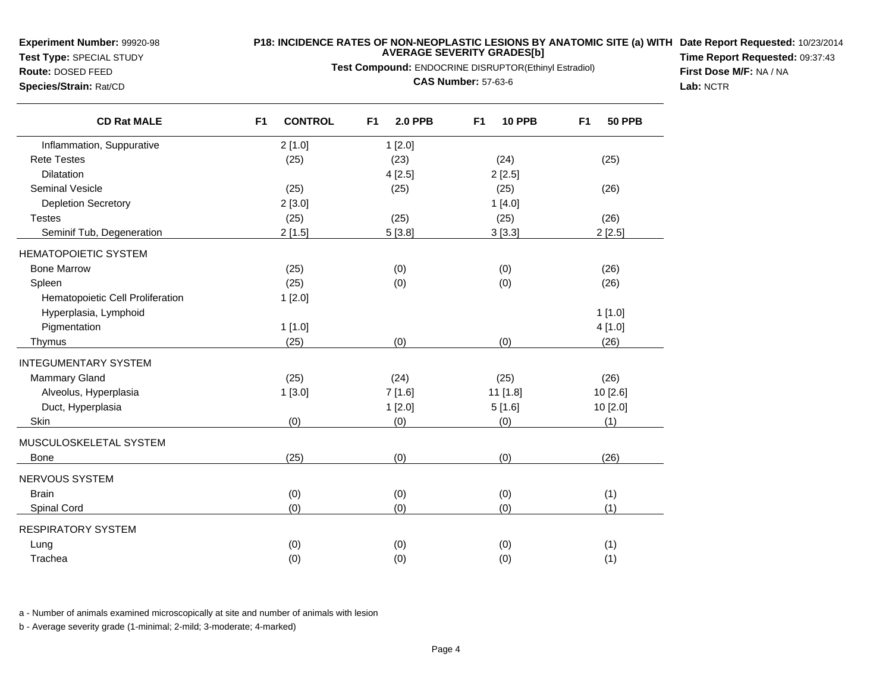**Experiment Number:** 99920-98
**Test Type:** SPECIAL STUDY
**Route:** DOSED FEED
**Species/Strain:** Rat/CD

**P18: INCIDENCE RATES OF NON-NEOPLASTIC LESIONS BY ANATOMIC SITE (a) WITH AVERAGE SEVERITY GRADES[b]**
**Test Compound:** ENDOCRINE DISRUPTOR(Ethinyl Estradiol)
**CAS Number:** 57-63-6

**Date Report Requested:** 10/23/2014
**Time Report Requested:** 09:37:43
**First Dose M/F:** NA / NA
**Lab:** NCTR

| CD Rat MALE | F1 CONTROL | F1 2.0 PPB | F1 10 PPB | F1 50 PPB |
|---|---|---|---|---|
| Inflammation, Suppurative | 2 [1.0] | 1 [2.0] | | |
| Rete Testes | (25) | (23) | (24) | (25) |
| Dilatation | | 4 [2.5] | 2 [2.5] | |
| Seminal Vesicle | (25) | (25) | (25) | (26) |
| Depletion Secretory | 2 [3.0] | | 1 [4.0] | |
| Testes | (25) | (25) | (25) | (26) |
| Seminif Tub, Degeneration | 2 [1.5] | 5 [3.8] | 3 [3.3] | 2 [2.5] |
| HEMATOPOIETIC SYSTEM | | | | |
| Bone Marrow | (25) | (0) | (0) | (26) |
| Spleen | (25) | (0) | (0) | (26) |
| Hematopoietic Cell Proliferation | 1 [2.0] | | | |
| Hyperplasia, Lymphoid | | | | 1 [1.0] |
| Pigmentation | 1 [1.0] | | | 4 [1.0] |
| Thymus | (25) | (0) | (0) | (26) |
| INTEGUMENTARY SYSTEM | | | | |
| Mammary Gland | (25) | (24) | (25) | (26) |
| Alveolus, Hyperplasia | 1 [3.0] | 7 [1.6] | 11 [1.8] | 10 [2.6] |
| Duct, Hyperplasia | | 1 [2.0] | 5 [1.6] | 10 [2.0] |
| Skin | (0) | (0) | (0) | (1) |
| MUSCULOSKELETAL SYSTEM | | | | |
| Bone | (25) | (0) | (0) | (26) |
| NERVOUS SYSTEM | | | | |
| Brain | (0) | (0) | (0) | (1) |
| Spinal Cord | (0) | (0) | (0) | (1) |
| RESPIRATORY SYSTEM | | | | |
| Lung | (0) | (0) | (0) | (1) |
| Trachea | (0) | (0) | (0) | (1) |

a - Number of animals examined microscopically at site and number of animals with lesion

b - Average severity grade (1-minimal; 2-mild; 3-moderate; 4-marked)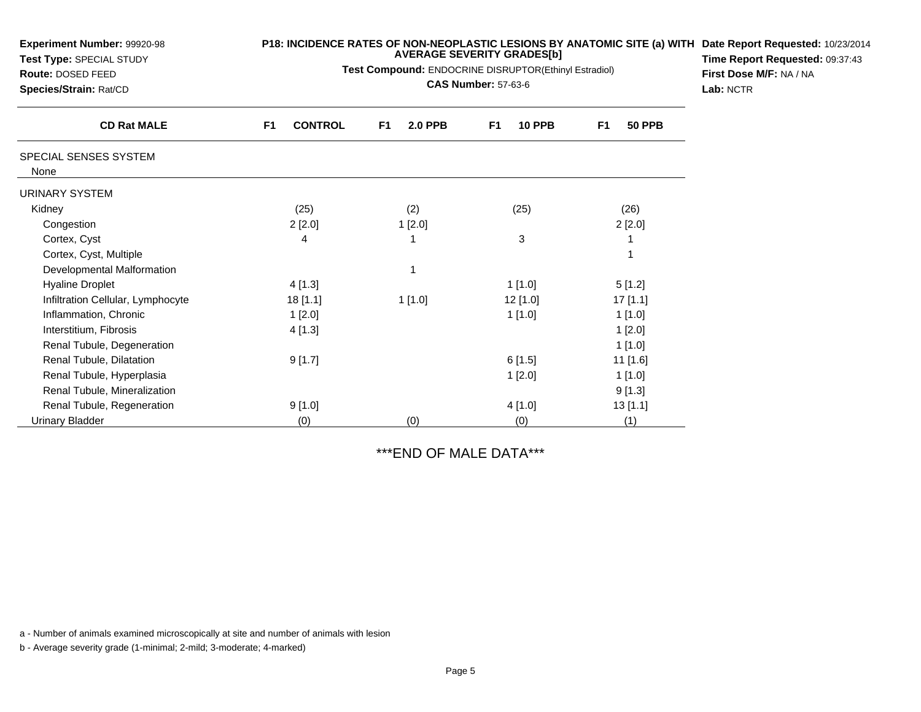**Experiment Number:** 99920-98
**Test Type:** SPECIAL STUDY
**Route:** DOSED FEED
**Species/Strain:** Rat/CD

**P18: INCIDENCE RATES OF NON-NEOPLASTIC LESIONS BY ANATOMIC SITE (a) WITH AVERAGE SEVERITY GRADES[b]**

**Test Compound:** ENDOCRINE DISRUPTOR(Ethinyl Estradiol)

**CAS Number:** 57-63-6

**Date Report Requested:** 10/23/2014
**Time Report Requested:** 09:37:43
**First Dose M/F:** NA / NA
**Lab:** NCTR

| CD Rat MALE | F1 CONTROL | F1 2.0 PPB | F1 10 PPB | F1 50 PPB |
|---|---|---|---|---|
| SPECIAL SENSES SYSTEM | | | | |
| None | | | | |
| URINARY SYSTEM | | | | |
| Kidney | (25) | (2) | (25) | (26) |
| Congestion | 2 [2.0] | 1 [2.0] | | 2 [2.0] |
| Cortex, Cyst | 4 | 1 | 3 | 1 |
| Cortex, Cyst, Multiple | | | | 1 |
| Developmental Malformation | | 1 | | |
| Hyaline Droplet | 4 [1.3] | | 1 [1.0] | 5 [1.2] |
| Infiltration Cellular, Lymphocyte | 18 [1.1] | 1 [1.0] | 12 [1.0] | 17 [1.1] |
| Inflammation, Chronic | 1 [2.0] | | 1 [1.0] | 1 [1.0] |
| Interstitium, Fibrosis | 4 [1.3] | | | 1 [2.0] |
| Renal Tubule, Degeneration | | | | 1 [1.0] |
| Renal Tubule, Dilatation | 9 [1.7] | | 6 [1.5] | 11 [1.6] |
| Renal Tubule, Hyperplasia | | | 1 [2.0] | 1 [1.0] |
| Renal Tubule, Mineralization | | | | 9 [1.3] |
| Renal Tubule, Regeneration | 9 [1.0] | | 4 [1.0] | 13 [1.1] |
| Urinary Bladder | (0) | (0) | (0) | (1) |

***END OF MALE DATA***

a - Number of animals examined microscopically at site and number of animals with lesion

b - Average severity grade (1-minimal; 2-mild; 3-moderate; 4-marked)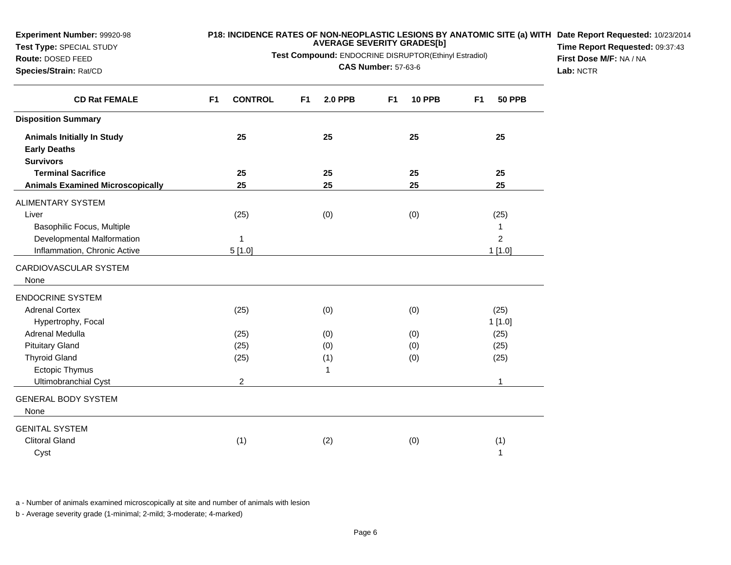**Experiment Number:** 99920-98
**Test Type:** SPECIAL STUDY
**Route:** DOSED FEED
**Species/Strain:** Rat/CD

**P18: INCIDENCE RATES OF NON-NEOPLASTIC LESIONS BY ANATOMIC SITE (a) WITH AVERAGE SEVERITY GRADES[b]**
**Test Compound:** ENDOCRINE DISRUPTOR(Ethinyl Estradiol)
**CAS Number:** 57-63-6

**Date Report Requested:** 10/23/2014
**Time Report Requested:** 09:37:43
**First Dose M/F:** NA / NA
**Lab:** NCTR

| CD Rat FEMALE | F1 CONTROL | F1 2.0 PPB | F1 10 PPB | F1 50 PPB |
|---|---|---|---|---|
| **Disposition Summary** | | | | |
| **Animals Initially In Study** | **25** | **25** | **25** | **25** |
| **Early Deaths** | | | | |
| **Survivors** | | | | |
| **Terminal Sacrifice** | **25** | **25** | **25** | **25** |
| **Animals Examined Microscopically** | **25** | **25** | **25** | **25** |
| ALIMENTARY SYSTEM | | | | |
| Liver | (25) | (0) | (0) | (25) |
| Basophilic Focus, Multiple | | | | 1 |
| Developmental Malformation | 1 | | | 2 |
| Inflammation, Chronic Active | 5 [1.0] | | | 1 [1.0] |
| CARDIOVASCULAR SYSTEM | | | | |
| None | | | | |
| ENDOCRINE SYSTEM | | | | |
| Adrenal Cortex | (25) | (0) | (0) | (25) |
| Hypertrophy, Focal | | | | 1 [1.0] |
| Adrenal Medulla | (25) | (0) | (0) | (25) |
| Pituitary Gland | (25) | (0) | (0) | (25) |
| Thyroid Gland | (25) | (1) | (0) | (25) |
| Ectopic Thymus | | 1 | | |
| Ultimobranchial Cyst | 2 | | | 1 |
| GENERAL BODY SYSTEM | | | | |
| None | | | | |
| GENITAL SYSTEM | | | | |
| Clitoral Gland | (1) | (2) | (0) | (1) |
| Cyst | | | | 1 |

a - Number of animals examined microscopically at site and number of animals with lesion

b - Average severity grade (1-minimal; 2-mild; 3-moderate; 4-marked)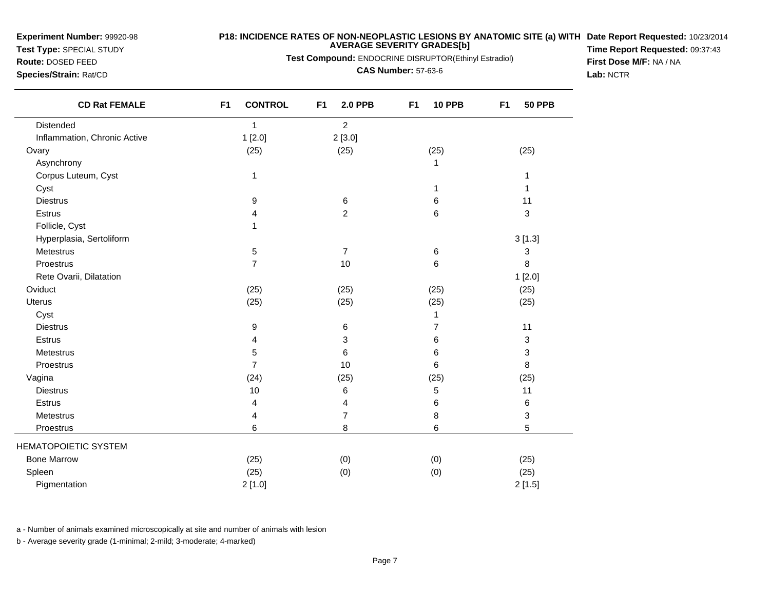**Experiment Number:** 99920-98
**Test Type:** SPECIAL STUDY
**Route:** DOSED FEED
**Species/Strain:** Rat/CD

**P18: INCIDENCE RATES OF NON-NEOPLASTIC LESIONS BY ANATOMIC SITE (a) WITH AVERAGE SEVERITY GRADES[b]**

**Test Compound:** ENDOCRINE DISRUPTOR(Ethinyl Estradiol)

**CAS Number:** 57-63-6

**Date Report Requested:** 10/23/2014
**Time Report Requested:** 09:37:43
**First Dose M/F:** NA / NA
**Lab:** NCTR

| CD Rat FEMALE | F1 CONTROL | F1 2.0 PPB | F1 10 PPB | F1 50 PPB |
|---|---|---|---|---|
| Distended | 1 | 2 | | |
| Inflammation, Chronic Active | 1 [2.0] | 2 [3.0] | | |
| Ovary | (25) | (25) | (25) | (25) |
| Asynchrony | | | 1 | |
| Corpus Luteum, Cyst | 1 | | | 1 |
| Cyst | | | 1 | 1 |
| Diestrus | 9 | 6 | 6 | 11 |
| Estrus | 4 | 2 | 6 | 3 |
| Follicle, Cyst | 1 | | | |
| Hyperplasia, Sertoliform | | | | 3 [1.3] |
| Metestrus | 5 | 7 | 6 | 3 |
| Proestrus | 7 | 10 | 6 | 8 |
| Rete Ovarii, Dilatation | | | | 1 [2.0] |
| Oviduct | (25) | (25) | (25) | (25) |
| Uterus | (25) | (25) | (25) | (25) |
| Cyst | | | 1 | |
| Diestrus | 9 | 6 | 7 | 11 |
| Estrus | 4 | 3 | 6 | 3 |
| Metestrus | 5 | 6 | 6 | 3 |
| Proestrus | 7 | 10 | 6 | 8 |
| Vagina | (24) | (25) | (25) | (25) |
| Diestrus | 10 | 6 | 5 | 11 |
| Estrus | 4 | 4 | 6 | 6 |
| Metestrus | 4 | 7 | 8 | 3 |
| Proestrus | 6 | 8 | 6 | 5 |
| HEMATOPOIETIC SYSTEM | | | | |
| Bone Marrow | (25) | (0) | (0) | (25) |
| Spleen | (25) | (0) | (0) | (25) |
| Pigmentation | 2 [1.0] | | | 2 [1.5] |

a - Number of animals examined microscopically at site and number of animals with lesion

b - Average severity grade (1-minimal; 2-mild; 3-moderate; 4-marked)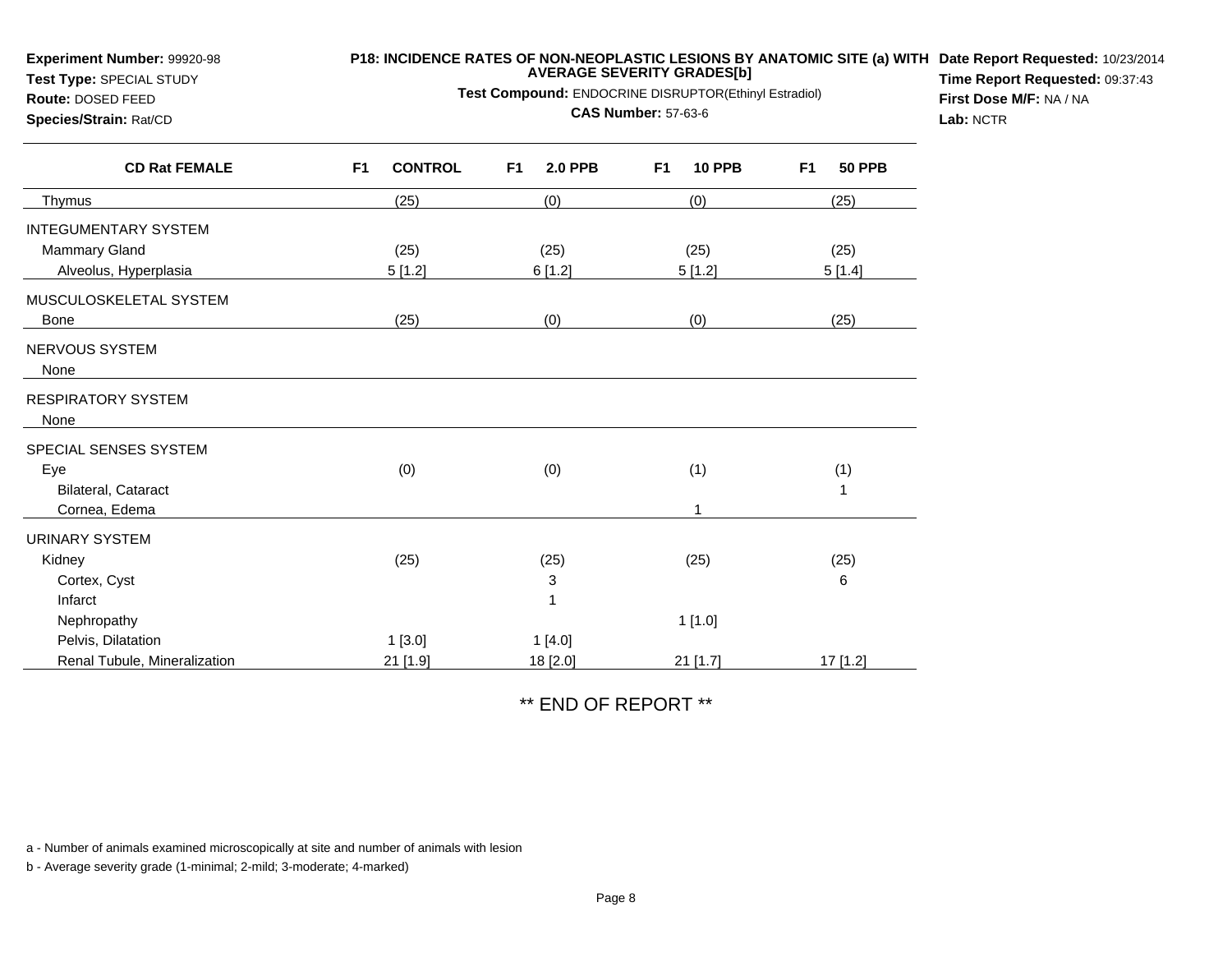**Experiment Number:** 99920-98
**Test Type:** SPECIAL STUDY
**Route:** DOSED FEED
**Species/Strain:** Rat/CD

**P18: INCIDENCE RATES OF NON-NEOPLASTIC LESIONS BY ANATOMIC SITE (a) WITH AVERAGE SEVERITY GRADES[b]**

**Test Compound:** ENDOCRINE DISRUPTOR(Ethinyl Estradiol)

**CAS Number:** 57-63-6

**Date Report Requested:** 10/23/2014
**Time Report Requested:** 09:37:43
**First Dose M/F:** NA / NA
**Lab:** NCTR

| CD Rat FEMALE | F1 CONTROL | F1 2.0 PPB | F1 10 PPB | F1 50 PPB |
|---|---|---|---|---|
| Thymus | (25) | (0) | (0) | (25) |
| INTEGUMENTARY SYSTEM | | | | |
| Mammary Gland | (25) | (25) | (25) | (25) |
| Alveolus, Hyperplasia | 5 [1.2] | 6 [1.2] | 5 [1.2] | 5 [1.4] |
| MUSCULOSKELETAL SYSTEM | | | | |
| Bone | (25) | (0) | (0) | (25) |
| NERVOUS SYSTEM | | | | |
| None | | | | |
| RESPIRATORY SYSTEM | | | | |
| None | | | | |
| SPECIAL SENSES SYSTEM | | | | |
| Eye | (0) | (0) | (1) | (1) |
| Bilateral, Cataract | | | | 1 |
| Cornea, Edema | | | 1 | |
| URINARY SYSTEM | | | | |
| Kidney | (25) | (25) | (25) | (25) |
| Cortex, Cyst | | 3 | | 6 |
| Infarct | | 1 | | |
| Nephropathy | | | 1 [1.0] | |
| Pelvis, Dilatation | 1 [3.0] | 1 [4.0] | | |
| Renal Tubule, Mineralization | 21 [1.9] | 18 [2.0] | 21 [1.7] | 17 [1.2] |

** END OF REPORT **

a - Number of animals examined microscopically at site and number of animals with lesion

b - Average severity grade (1-minimal; 2-mild; 3-moderate; 4-marked)